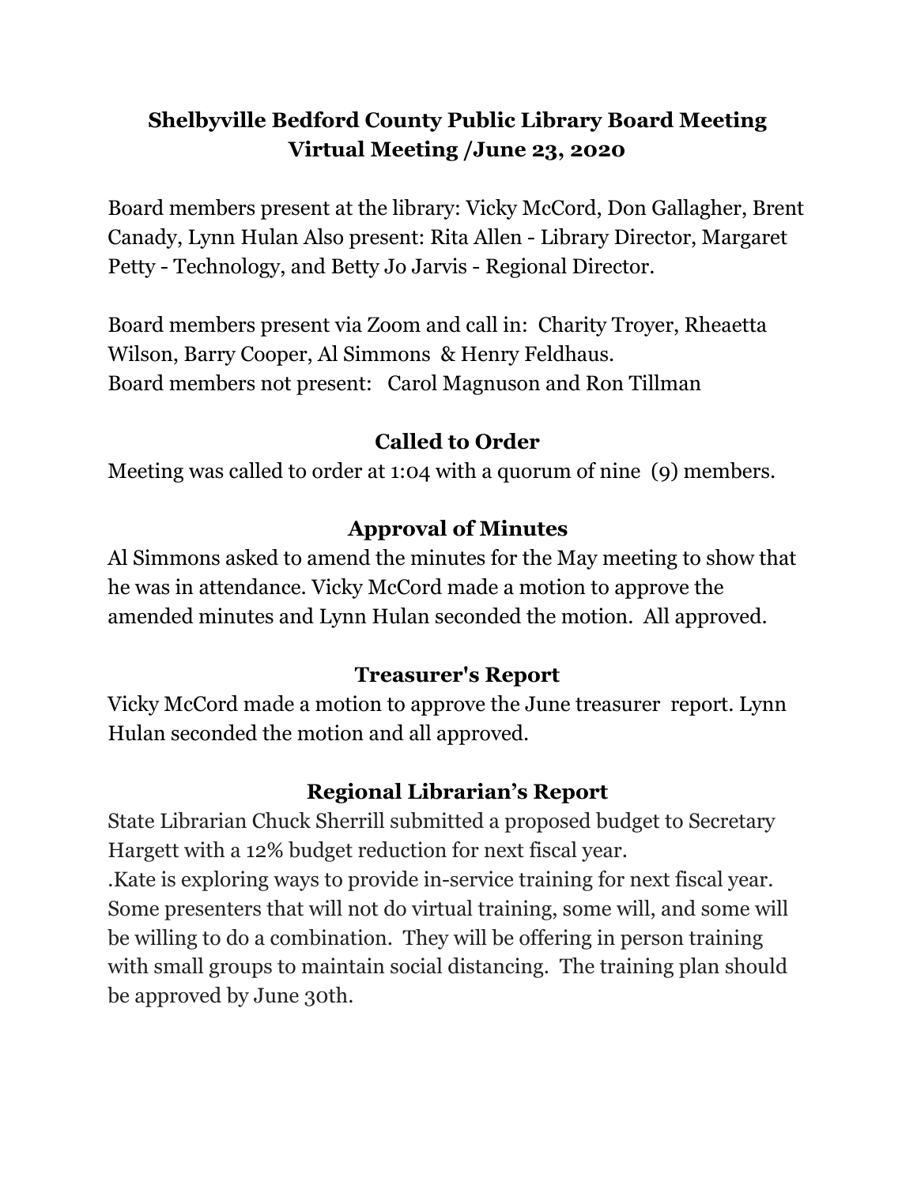# Shelbyville Bedford County Public Library Board Meeting
# Virtual Meeting /June 23, 2020

Board members present at the library: Vicky McCord, Don Gallagher, Brent Canady, Lynn Hulan Also present: Rita Allen - Library Director, Margaret Petty - Technology, and Betty Jo Jarvis - Regional Director.

Board members present via Zoom and call in: Charity Troyer, Rheaetta Wilson, Barry Cooper, Al Simmons & Henry Feldhaus.
Board members not present: Carol Magnuson and Ron Tillman

## Called to Order

Meeting was called to order at 1:04 with a quorum of nine (9) members.

## Approval of Minutes

Al Simmons asked to amend the minutes for the May meeting to show that he was in attendance. Vicky McCord made a motion to approve the amended minutes and Lynn Hulan seconded the motion. All approved.

## Treasurer's Report

Vicky McCord made a motion to approve the June treasurer report. Lynn Hulan seconded the motion and all approved.

## Regional Librarian's Report

State Librarian Chuck Sherrill submitted a proposed budget to Secretary Hargett with a 12% budget reduction for next fiscal year.
.Kate is exploring ways to provide in-service training for next fiscal year. Some presenters that will not do virtual training, some will, and some will be willing to do a combination. They will be offering in person training with small groups to maintain social distancing. The training plan should be approved by June 30th.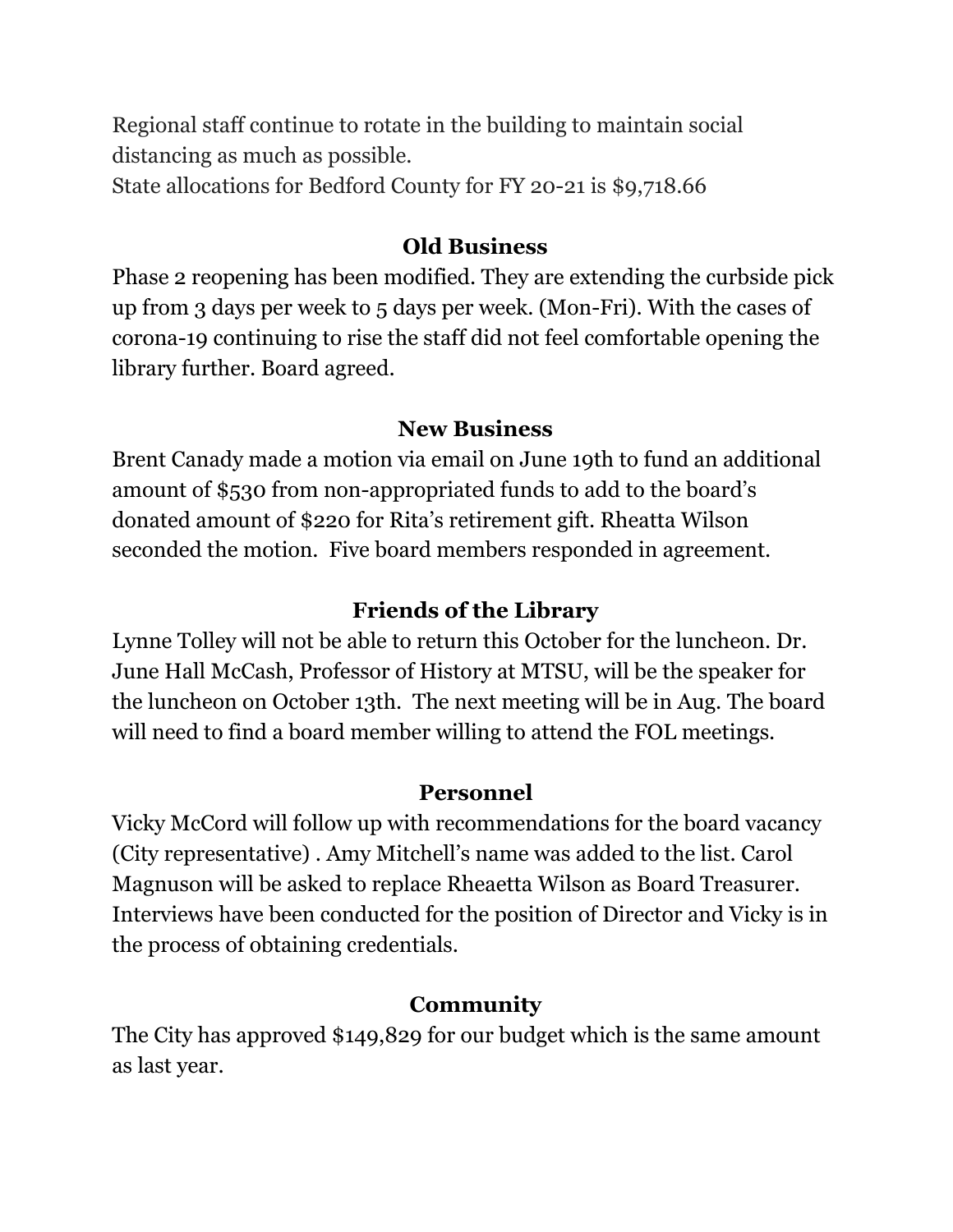Regional staff continue to rotate in the building to maintain social distancing as much as possible.
State allocations for Bedford County for FY 20-21 is $9,718.66

**Old Business**

Phase 2 reopening has been modified. They are extending the curbside pick up from 3 days per week to 5 days per week. (Mon-Fri). With the cases of corona-19 continuing to rise the staff did not feel comfortable opening the library further. Board agreed.

**New Business**

Brent Canady made a motion via email on June 19th to fund an additional amount of $530 from non-appropriated funds to add to the board's donated amount of $220 for Rita's retirement gift. Rheatta Wilson seconded the motion. Five board members responded in agreement.

**Friends of the Library**

Lynne Tolley will not be able to return this October for the luncheon. Dr. June Hall McCash, Professor of History at MTSU, will be the speaker for the luncheon on October 13th. The next meeting will be in Aug. The board will need to find a board member willing to attend the FOL meetings.

**Personnel**

Vicky McCord will follow up with recommendations for the board vacancy (City representative) . Amy Mitchell's name was added to the list. Carol Magnuson will be asked to replace Rheaetta Wilson as Board Treasurer. Interviews have been conducted for the position of Director and Vicky is in the process of obtaining credentials.

**Community**

The City has approved $149,829 for our budget which is the same amount as last year.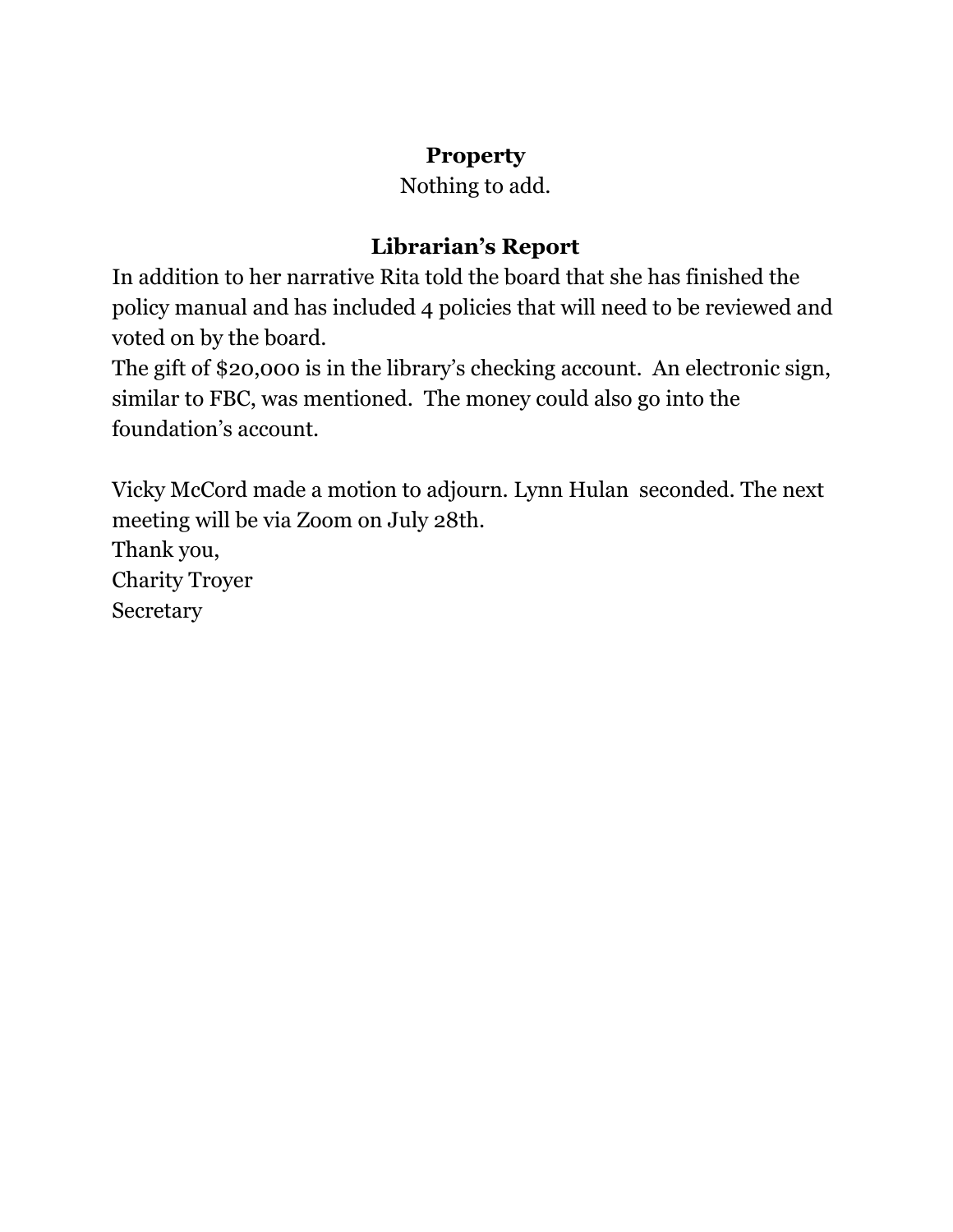## Property

Nothing to add.

## Librarian's Report

In addition to her narrative Rita told the board that she has finished the policy manual and has included 4 policies that will need to be reviewed and voted on by the board.
The gift of $20,000 is in the library's checking account. An electronic sign, similar to FBC, was mentioned. The money could also go into the foundation's account.

Vicky McCord made a motion to adjourn. Lynn Hulan seconded. The next meeting will be via Zoom on July 28th.
Thank you,
Charity Troyer
Secretary